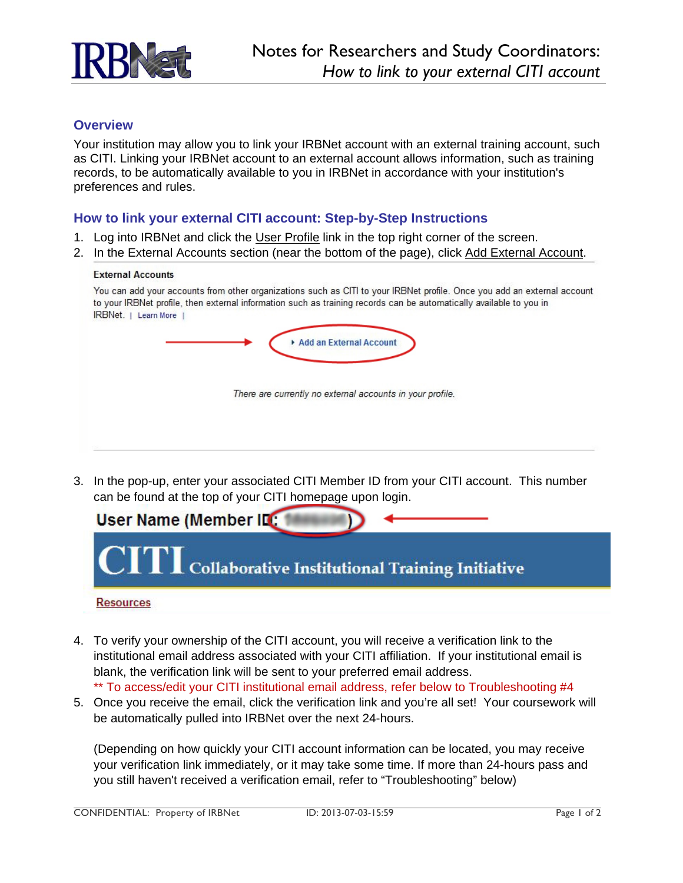# Notes for Researchers and Study Coordinators: *How to link to your external CITI account*

## Overview

Your institution may allow you to link your IRBNet account with an external training account, such as CITI. Linking your IRBNet account to an external account allows information, such as training records, to be automatically available to you in IRBNet in accordance with your institution's preferences and rules.

## How to link your external CITI account: Step-by-Step Instructions

1. Log into IRBNet and click the User Profile link in the top right corner of the screen.
2. In the External Accounts section (near the bottom of the page), click Add External Account.

   **External Accounts**

   You can add your accounts from other organizations such as CITI to your IRBNet profile. Once you add an external account to your IRBNet profile, then external information such as training records can be automatically available to you in IRBNet. | Learn More |

   ▸ Add an External Account

   *There are currently no external accounts in your profile.*

3. In the pop-up, enter your associated CITI Member ID from your CITI account. This number can be found at the top of your CITI homepage upon login.

   **User Name (Member ID: )**

   **CITI** Collaborative Institutional Training Initiative

   Resources

4. To verify your ownership of the CITI account, you will receive a verification link to the institutional email address associated with your CITI affiliation. If your institutional email is blank, the verification link will be sent to your preferred email address.
   ** To access/edit your CITI institutional email address, refer below to Troubleshooting #4
5. Once you receive the email, click the verification link and you're all set! Your coursework will be automatically pulled into IRBNet over the next 24-hours.

   (Depending on how quickly your CITI account information can be located, you may receive your verification link immediately, or it may take some time. If more than 24-hours pass and you still haven't received a verification email, refer to "Troubleshooting" below)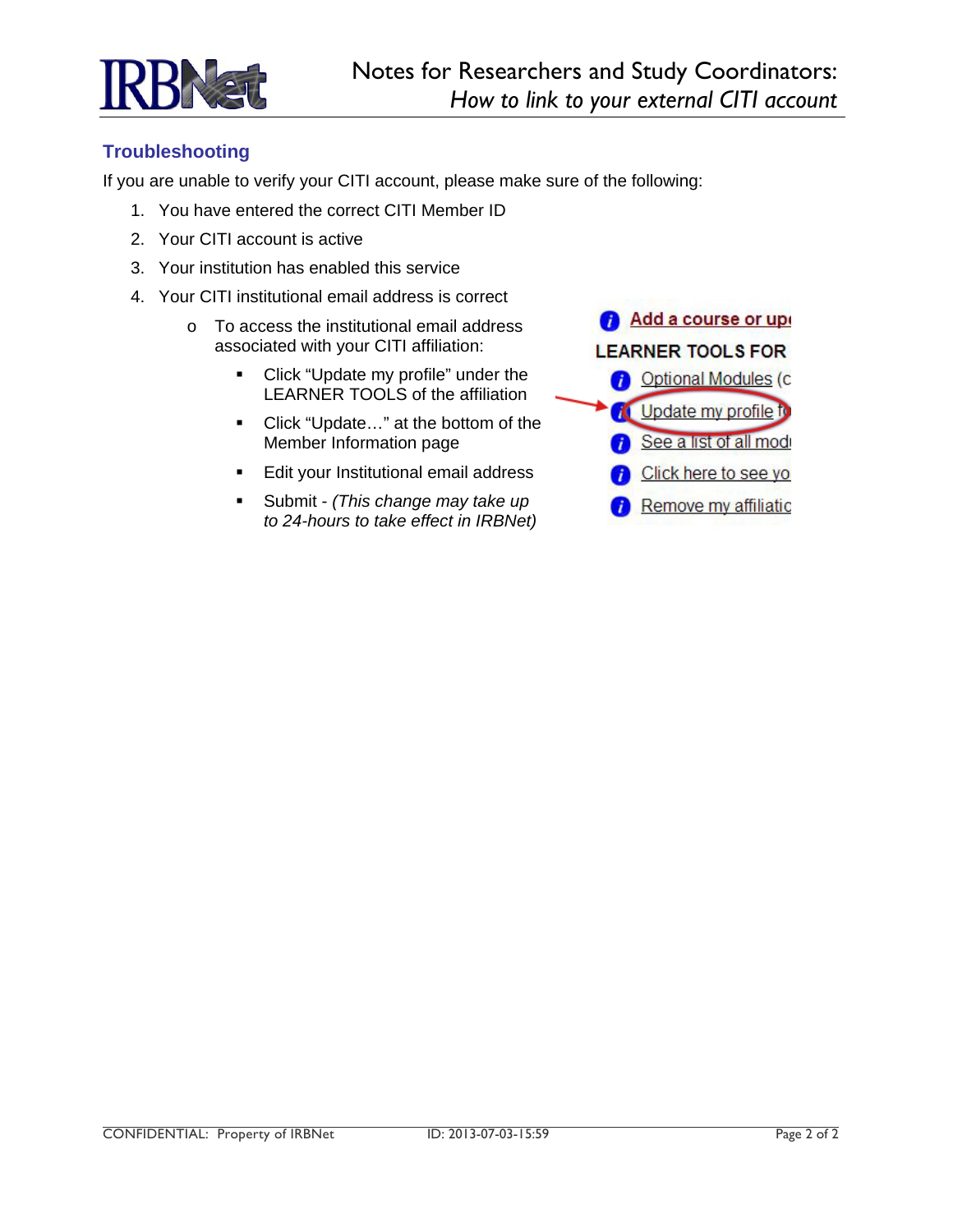## Troubleshooting

If you are unable to verify your CITI account, please make sure of the following:

1. You have entered the correct CITI Member ID
2. Your CITI account is active
3. Your institution has enabled this service
4. Your CITI institutional email address is correct
   - To access the institutional email address associated with your CITI affiliation:
     - Click “Update my profile” under the LEARNER TOOLS of the affiliation
     - Click “Update…” at the bottom of the Member Information page
     - Edit your Institutional email address
     - Submit - *(This change may take up to 24-hours to take effect in IRBNet)*

Add a course or upd

LEARNER TOOLS FOR

Optional Modules (c

Update my profile fo

See a list of all modu

Click here to see yo

Remove my affiliatio